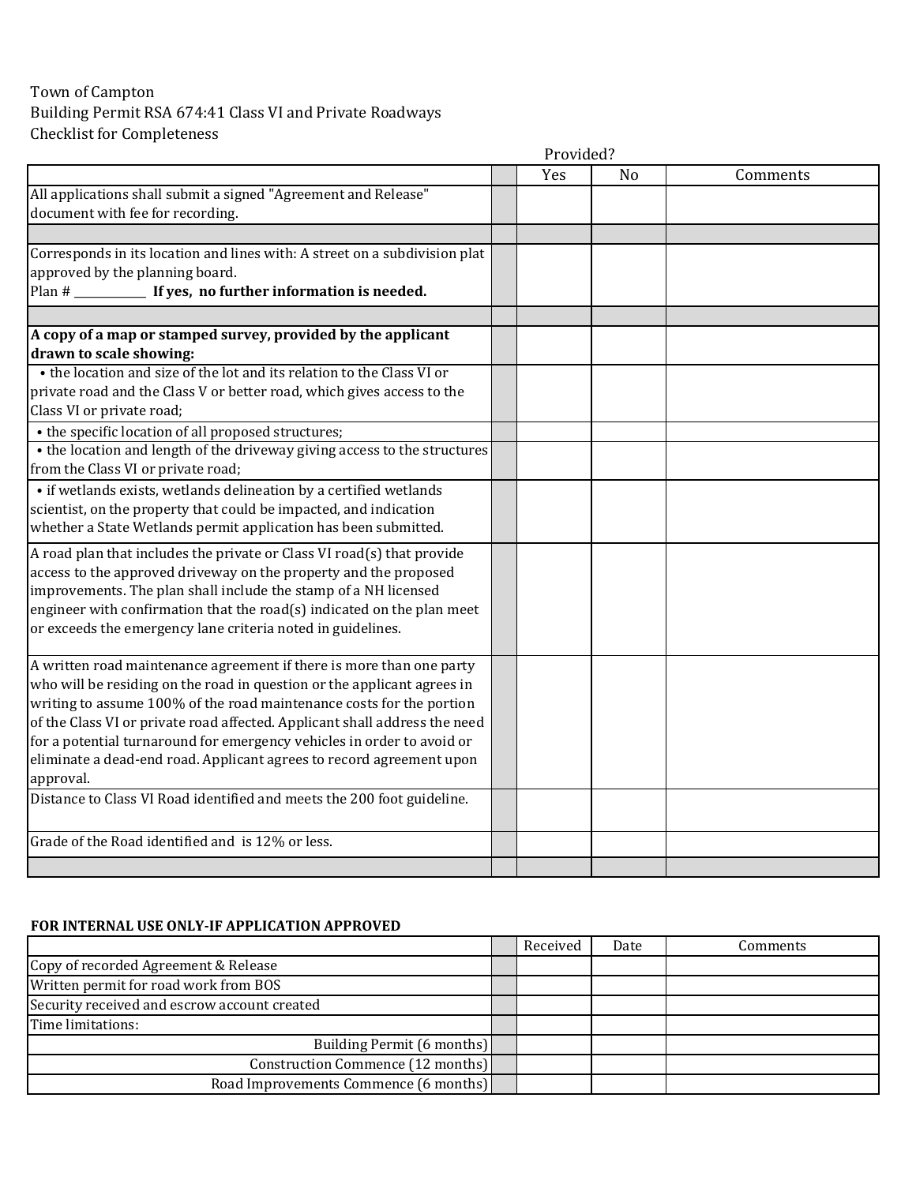Town of Campton
Building Permit RSA 674:41 Class VI and Private Roadways
Checklist for Completeness

| | | Provided? | | |
|---|---|---|---|---|
| | | Yes | No | Comments |
| All applications shall submit a signed "Agreement and Release" document with fee for recording. | | | | |
| | | | | |
| Corresponds in its location and lines with: A street on a subdivision plat approved by the planning board. Plan # ____________ **If yes, no further information is needed.** | | | | |
| | | | | |
| **A copy of a map or stamped survey, provided by the applicant drawn to scale showing:** | | | | |
| • the location and size of the lot and its relation to the Class VI or private road and the Class V or better road, which gives access to the Class VI or private road; | | | | |
| • the specific location of all proposed structures; | | | | |
| • the location and length of the driveway giving access to the structures from the Class VI or private road; | | | | |
| • if wetlands exists, wetlands delineation by a certified wetlands scientist, on the property that could be impacted, and indication whether a State Wetlands permit application has been submitted. | | | | |
| A road plan that includes the private or Class VI road(s) that provide access to the approved driveway on the property and the proposed improvements. The plan shall include the stamp of a NH licensed engineer with confirmation that the road(s) indicated on the plan meet or exceeds the emergency lane criteria noted in guidelines. | | | | |
| A written road maintenance agreement if there is more than one party who will be residing on the road in question or the applicant agrees in writing to assume 100% of the road maintenance costs for the portion of the Class VI or private road affected. Applicant shall address the need for a potential turnaround for emergency vehicles in order to avoid or eliminate a dead-end road. Applicant agrees to record agreement upon approval. | | | | |
| Distance to Class VI Road identified and meets the 200 foot guideline. | | | | |
| Grade of the Road identified and is 12% or less. | | | | |
| | | | | |

**FOR INTERNAL USE ONLY-IF APPLICATION APPROVED**

| | | Received | Date | Comments |
|---|---|---|---|---|
| Copy of recorded Agreement & Release | | | | |
| Written permit for road work from BOS | | | | |
| Security received and escrow account created | | | | |
| Time limitations: | | | | |
| Building Permit (6 months) | | | | |
| Construction Commence (12 months) | | | | |
| Road Improvements Commence (6 months) | | | | |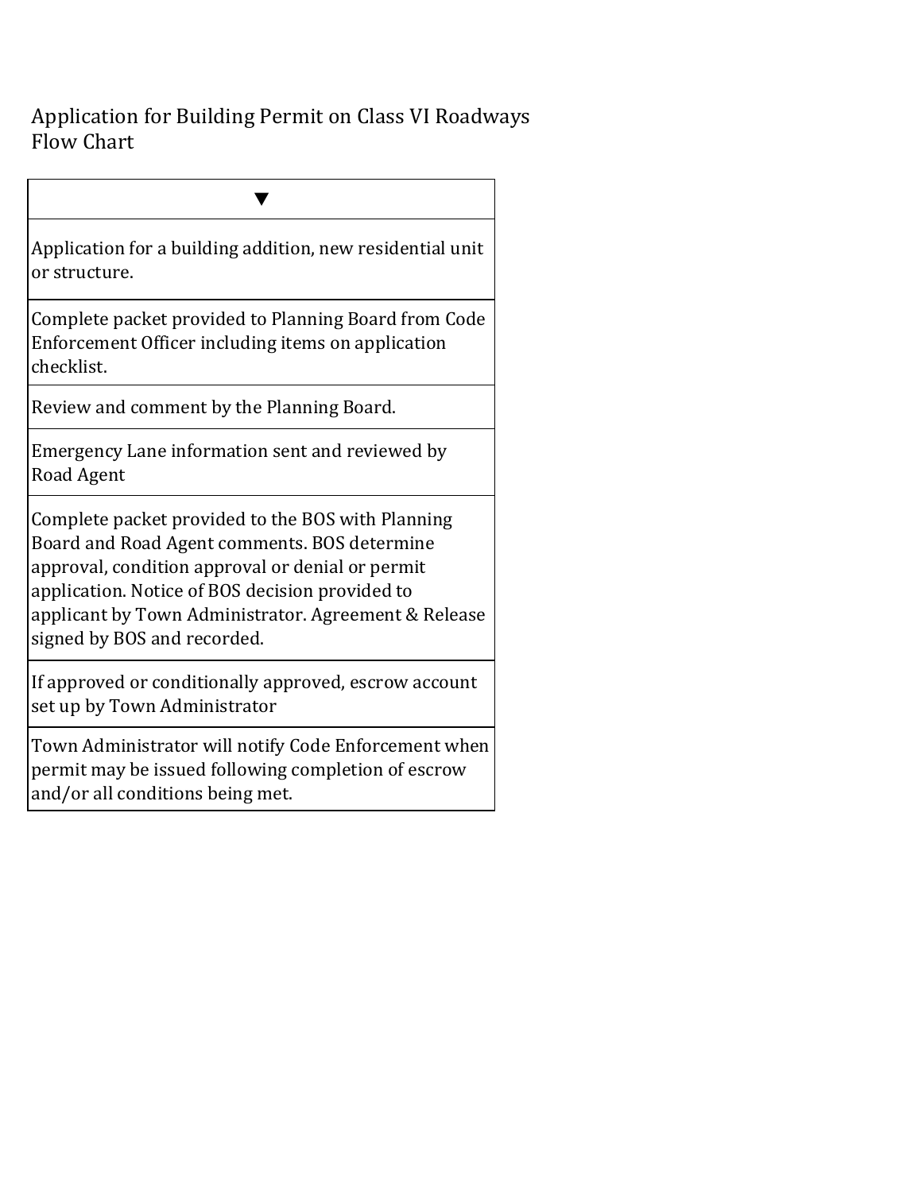Application for Building Permit on Class VI Roadways
Flow Chart

▼

Application for a building addition, new residential unit or structure.

Complete packet provided to Planning Board from Code Enforcement Officer including items on application checklist.

Review and comment by the Planning Board.

Emergency Lane information sent and reviewed by Road Agent

Complete packet provided to the BOS with Planning Board and Road Agent comments. BOS determine approval, condition approval or denial or permit application. Notice of BOS decision provided to applicant by Town Administrator. Agreement & Release signed by BOS and recorded.

If approved or conditionally approved, escrow account set up by Town Administrator

Town Administrator will notify Code Enforcement when permit may be issued following completion of escrow and/or all conditions being met.